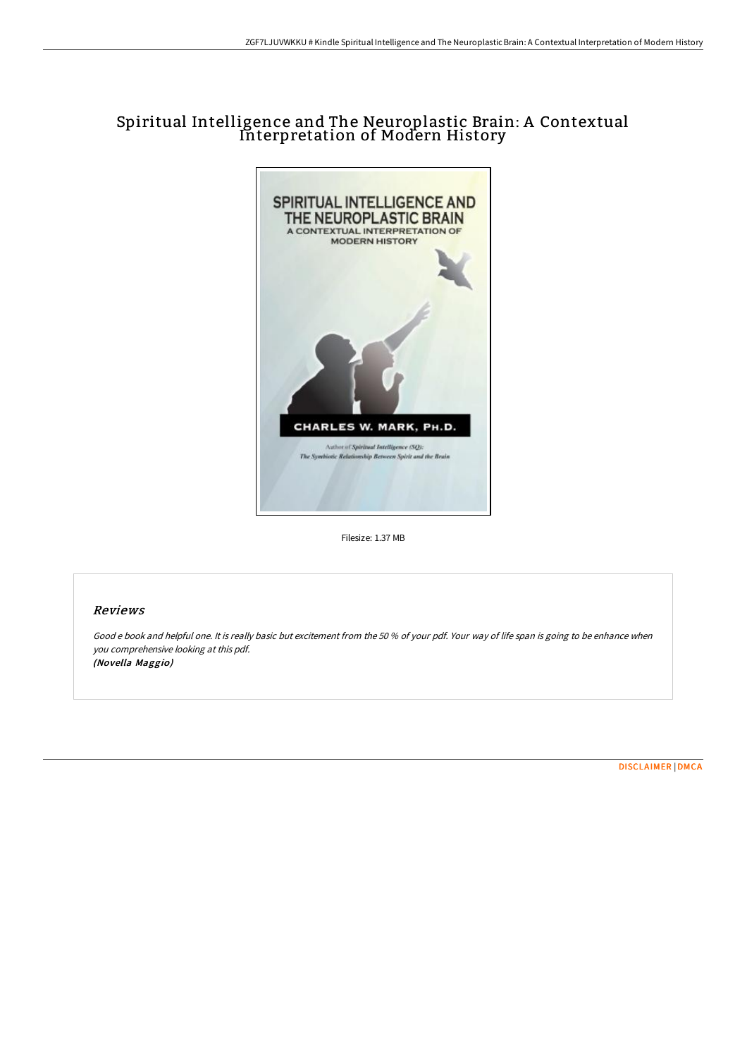# Spiritual Intelligence and The Neuroplastic Brain: A Contextual Interpretation of Modern History

Filesize: 1.37 MB

## Reviews

*Good e book and helpful one. It is really basic but excitement from the 50 % of your pdf. Your way of life span is going to be enhance when you comprehensive looking at this pdf.*
*(Novella Maggio)*

DISCLAIMER | DMCA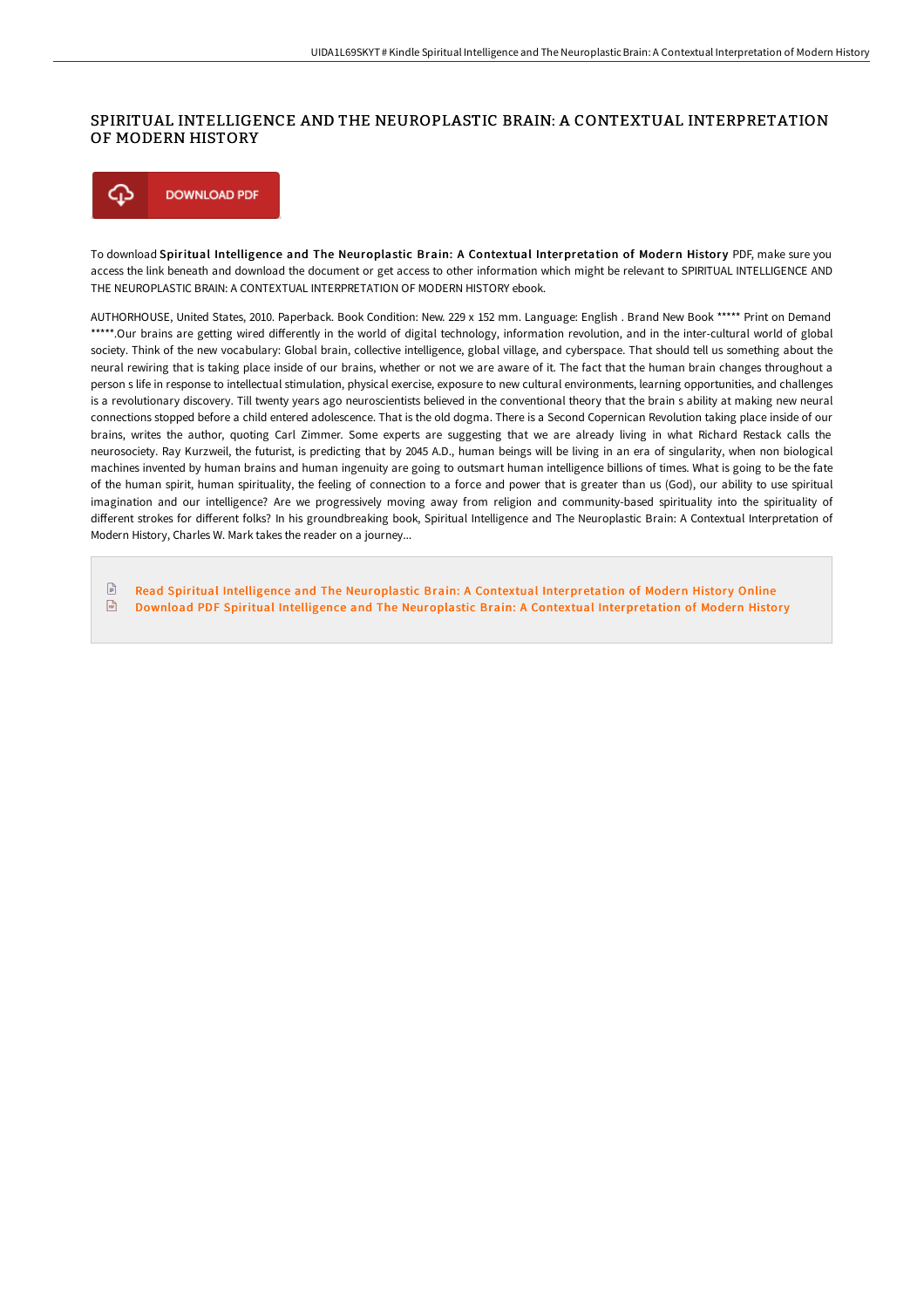# SPIRITUAL INTELLIGENCE AND THE NEUROPLASTIC BRAIN: A CONTEXTUAL INTERPRETATION OF MODERN HISTORY

DOWNLOAD PDF

To download **Spiritual Intelligence and The Neuroplastic Brain: A Contextual Interpretation of Modern History** PDF, make sure you access the link beneath and download the document or get access to other information which might be relevant to SPIRITUAL INTELLIGENCE AND THE NEUROPLASTIC BRAIN: A CONTEXTUAL INTERPRETATION OF MODERN HISTORY ebook.

AUTHORHOUSE, United States, 2010. Paperback. Book Condition: New. 229 x 152 mm. Language: English . Brand New Book ***** Print on Demand *****.Our brains are getting wired differently in the world of digital technology, information revolution, and in the inter-cultural world of global society. Think of the new vocabulary: Global brain, collective intelligence, global village, and cyberspace. That should tell us something about the neural rewiring that is taking place inside of our brains, whether or not we are aware of it. The fact that the human brain changes throughout a person s life in response to intellectual stimulation, physical exercise, exposure to new cultural environments, learning opportunities, and challenges is a revolutionary discovery. Till twenty years ago neuroscientists believed in the conventional theory that the brain s ability at making new neural connections stopped before a child entered adolescence. That is the old dogma. There is a Second Copernican Revolution taking place inside of our brains, writes the author, quoting Carl Zimmer. Some experts are suggesting that we are already living in what Richard Restack calls the neurosociety. Ray Kurzweil, the futurist, is predicting that by 2045 A.D., human beings will be living in an era of singularity, when non biological machines invented by human brains and human ingenuity are going to outsmart human intelligence billions of times. What is going to be the fate of the human spirit, human spirituality, the feeling of connection to a force and power that is greater than us (God), our ability to use spiritual imagination and our intelligence? Are we progressively moving away from religion and community-based spirituality into the spirituality of different strokes for different folks? In his groundbreaking book, Spiritual Intelligence and The Neuroplastic Brain: A Contextual Interpretation of Modern History, Charles W. Mark takes the reader on a journey...

- Read Spiritual Intelligence and The Neuroplastic Brain: A Contextual Interpretation of Modern History Online
- Download PDF Spiritual Intelligence and The Neuroplastic Brain: A Contextual Interpretation of Modern History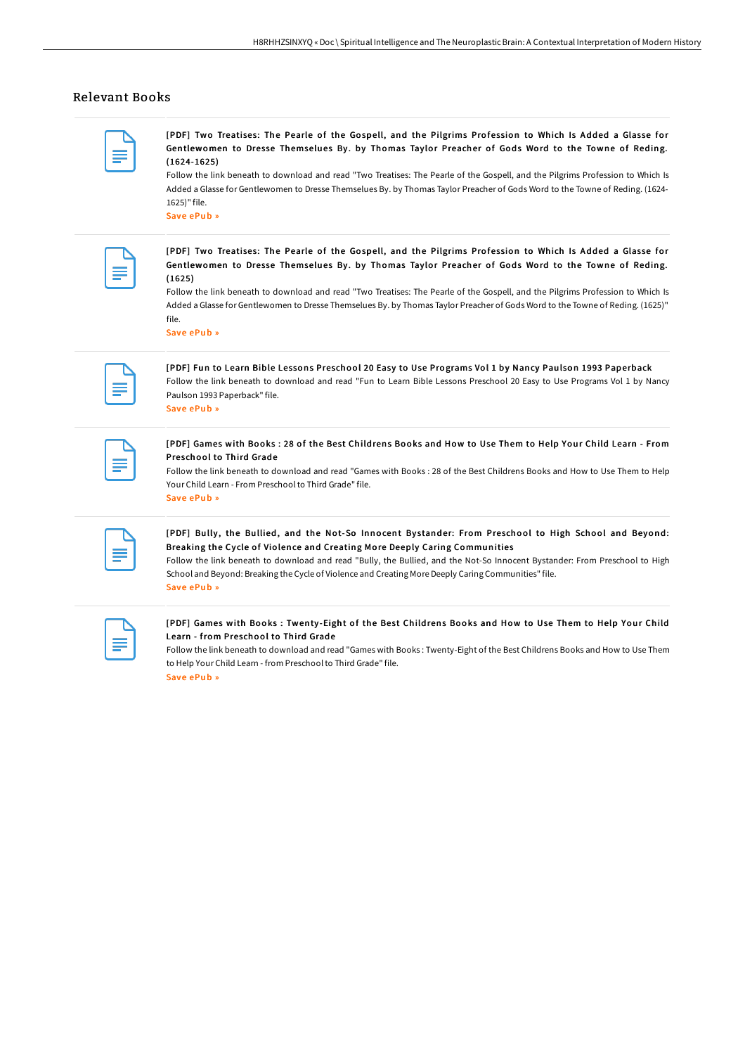## Relevant Books

[PDF] Two Treatises: The Pearle of the Gospell, and the Pilgrims Profession to Which Is Added a Glasse for Gentlewomen to Dresse Themselues By. by Thomas Taylor Preacher of Gods Word to the Towne of Reding. (1624-1625)

Follow the link beneath to download and read "Two Treatises: The Pearle of the Gospell, and the Pilgrims Profession to Which Is Added a Glasse for Gentlewomen to Dresse Themselues By. by Thomas Taylor Preacher of Gods Word to the Towne of Reding. (1624-1625)" file.

Save ePub »

[PDF] Two Treatises: The Pearle of the Gospell, and the Pilgrims Profession to Which Is Added a Glasse for Gentlewomen to Dresse Themselues By. by Thomas Taylor Preacher of Gods Word to the Towne of Reding. (1625)

Follow the link beneath to download and read "Two Treatises: The Pearle of the Gospell, and the Pilgrims Profession to Which Is Added a Glasse for Gentlewomen to Dresse Themselues By. by Thomas Taylor Preacher of Gods Word to the Towne of Reding. (1625)" file.

Save ePub »

[PDF] Fun to Learn Bible Lessons Preschool 20 Easy to Use Programs Vol 1 by Nancy Paulson 1993 Paperback

Follow the link beneath to download and read "Fun to Learn Bible Lessons Preschool 20 Easy to Use Programs Vol 1 by Nancy Paulson 1993 Paperback" file.

Save ePub »

[PDF] Games with Books : 28 of the Best Childrens Books and How to Use Them to Help Your Child Learn - From Preschool to Third Grade

Follow the link beneath to download and read "Games with Books : 28 of the Best Childrens Books and How to Use Them to Help Your Child Learn - From Preschool to Third Grade" file.

Save ePub »

[PDF] Bully, the Bullied, and the Not-So Innocent Bystander: From Preschool to High School and Beyond: Breaking the Cycle of Violence and Creating More Deeply Caring Communities

Follow the link beneath to download and read "Bully, the Bullied, and the Not-So Innocent Bystander: From Preschool to High School and Beyond: Breaking the Cycle of Violence and Creating More Deeply Caring Communities" file.

Save ePub »

[PDF] Games with Books : Twenty-Eight of the Best Childrens Books and How to Use Them to Help Your Child Learn - from Preschool to Third Grade

Follow the link beneath to download and read "Games with Books : Twenty-Eight of the Best Childrens Books and How to Use Them to Help Your Child Learn - from Preschool to Third Grade" file.

Save ePub »